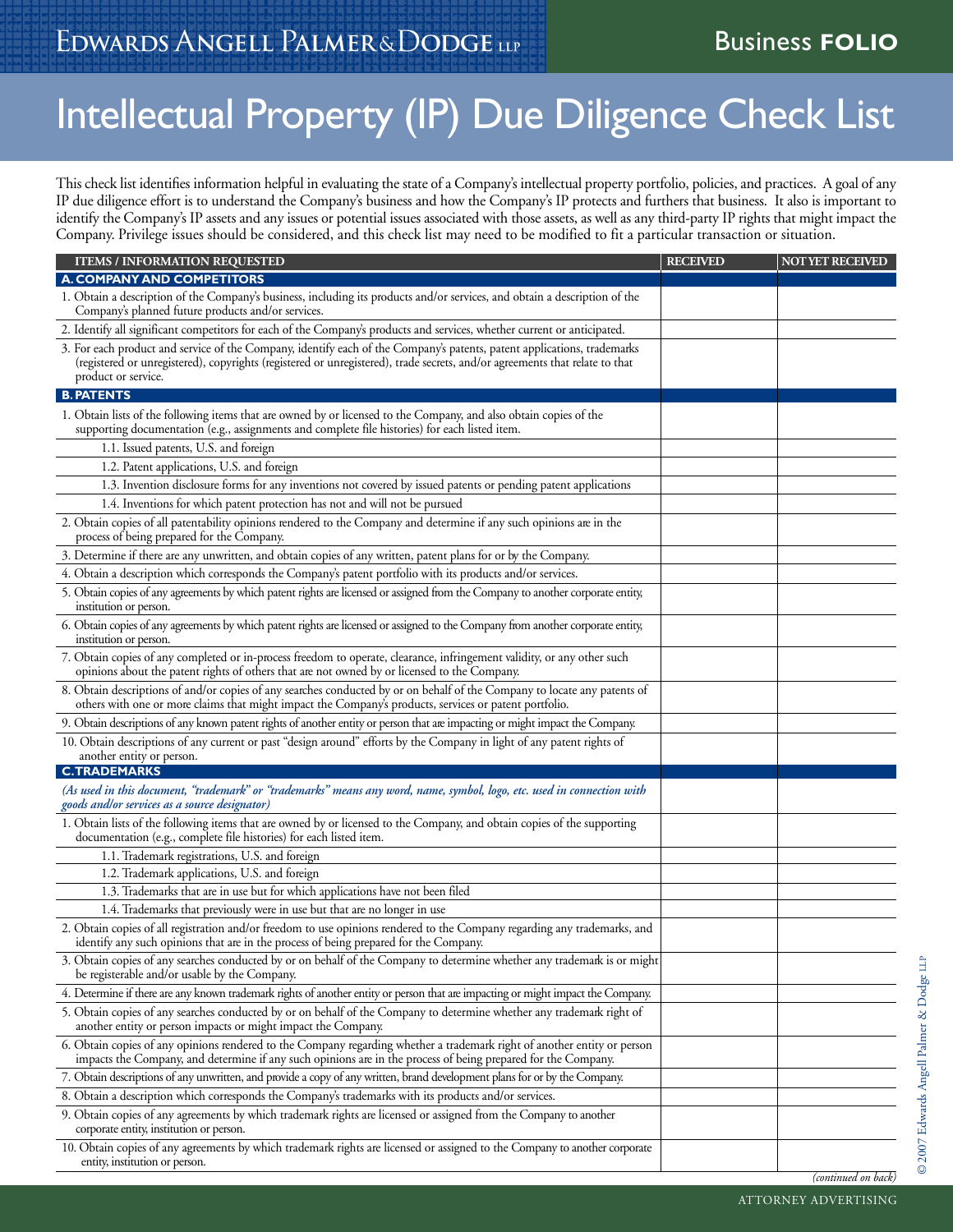Edwards Angell Palmer & Dodge LLP

Business **FOLIO**

# Intellectual Property (IP) Due Diligence Check List

This check list identifies information helpful in evaluating the state of a Company's intellectual property portfolio, policies, and practices. A goal of any IP due diligence effort is to understand the Company's business and how the Company's IP protects and furthers that business. It also is important to identify the Company's IP assets and any issues or potential issues associated with those assets, as well as any third-party IP rights that might impact the Company. Privilege issues should be considered, and this check list may need to be modified to fit a particular transaction or situation.

| ITEMS / INFORMATION REQUESTED | RECEIVED | NOT YET RECEIVED |
|---|---|---|
| **A. COMPANY AND COMPETITORS** | | |
| 1. Obtain a description of the Company's business, including its products and/or services, and obtain a description of the Company's planned future products and/or services. | | |
| 2. Identify all significant competitors for each of the Company's products and services, whether current or anticipated. | | |
| 3. For each product and service of the Company, identify each of the Company's patents, patent applications, trademarks (registered or unregistered), copyrights (registered or unregistered), trade secrets, and/or agreements that relate to that product or service. | | |
| **B. PATENTS** | | |
| 1. Obtain lists of the following items that are owned by or licensed to the Company, and also obtain copies of the supporting documentation (e.g., assignments and complete file histories) for each listed item. | | |
| 1.1. Issued patents, U.S. and foreign | | |
| 1.2. Patent applications, U.S. and foreign | | |
| 1.3. Invention disclosure forms for any inventions not covered by issued patents or pending patent applications | | |
| 1.4. Inventions for which patent protection has not and will not be pursued | | |
| 2. Obtain copies of all patentability opinions rendered to the Company and determine if any such opinions are in the process of being prepared for the Company. | | |
| 3. Determine if there are any unwritten, and obtain copies of any written, patent plans for or by the Company. | | |
| 4. Obtain a description which corresponds the Company's patent portfolio with its products and/or services. | | |
| 5. Obtain copies of any agreements by which patent rights are licensed or assigned from the Company to another corporate entity, institution or person. | | |
| 6. Obtain copies of any agreements by which patent rights are licensed or assigned to the Company from another corporate entity, institution or person. | | |
| 7. Obtain copies of any completed or in-process freedom to operate, clearance, infringement validity, or any other such opinions about the patent rights of others that are not owned by or licensed to the Company. | | |
| 8. Obtain descriptions of and/or copies of any searches conducted by or on behalf of the Company to locate any patents of others with one or more claims that might impact the Company's products, services or patent portfolio. | | |
| 9. Obtain descriptions of any known patent rights of another entity or person that are impacting or might impact the Company. | | |
| 10. Obtain descriptions of any current or past "design around" efforts by the Company in light of any patent rights of another entity or person. | | |
| **C. TRADEMARKS** | | |
| *(As used in this document, "trademark" or "trademarks" means any word, name, symbol, logo, etc. used in connection with goods and/or services as a source designator)* | | |
| 1. Obtain lists of the following items that are owned by or licensed to the Company, and obtain copies of the supporting documentation (e.g., complete file histories) for each listed item. | | |
| 1.1. Trademark registrations, U.S. and foreign | | |
| 1.2. Trademark applications, U.S. and foreign | | |
| 1.3. Trademarks that are in use but for which applications have not been filed | | |
| 1.4. Trademarks that previously were in use but that are no longer in use | | |
| 2. Obtain copies of all registration and/or freedom to use opinions rendered to the Company regarding any trademarks, and identify any such opinions that are in the process of being prepared for the Company. | | |
| 3. Obtain copies of any searches conducted by or on behalf of the Company to determine whether any trademark is or might be registerable and/or usable by the Company. | | |
| 4. Determine if there are any known trademark rights of another entity or person that are impacting or might impact the Company. | | |
| 5. Obtain copies of any searches conducted by or on behalf of the Company to determine whether any trademark right of another entity or person impacts or might impact the Company. | | |
| 6. Obtain copies of any opinions rendered to the Company regarding whether a trademark right of another entity or person impacts the Company, and determine if any such opinions are in the process of being prepared for the Company. | | |
| 7. Obtain descriptions of any unwritten, and provide a copy of any written, brand development plans for or by the Company. | | |
| 8. Obtain a description which corresponds the Company's trademarks with its products and/or services. | | |
| 9. Obtain copies of any agreements by which trademark rights are licensed or assigned from the Company to another corporate entity, institution or person. | | |
| 10. Obtain copies of any agreements by which trademark rights are licensed or assigned to the Company to another corporate entity, institution or person. | | |

*(continued on back)*

© 2007 Edwards Angell Palmer & Dodge LLP

ATTORNEY ADVERTISING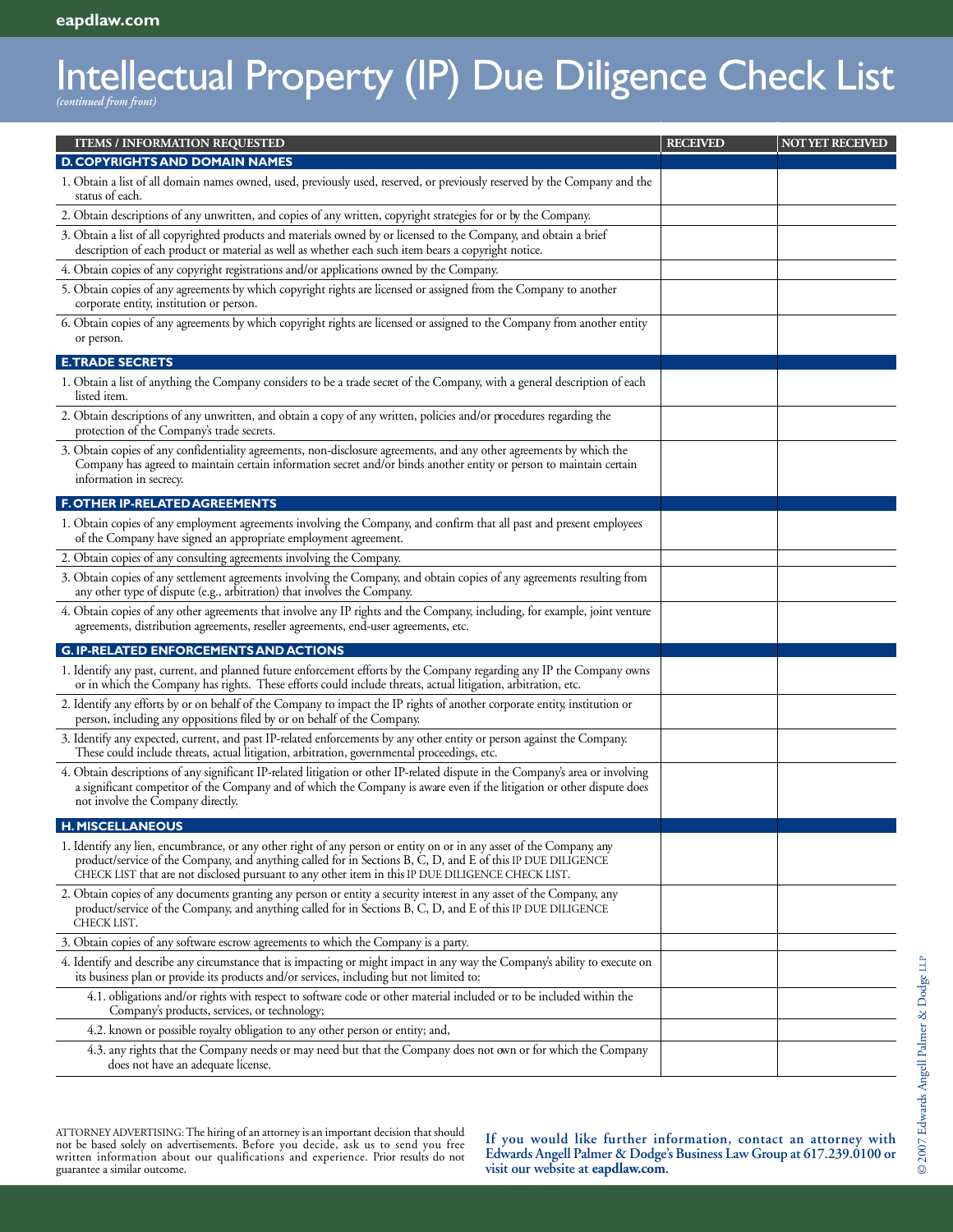eapdlaw.com

# Intellectual Property (IP) Due Diligence Check List

*(continued from front)*

| ITEMS / INFORMATION REQUESTED | RECEIVED | NOT YET RECEIVED |
|---|---|---|
| **D. COPYRIGHTS AND DOMAIN NAMES** | | |
| 1. Obtain a list of all domain names owned, used, previously used, reserved, or previously reserved by the Company and the status of each. | | |
| 2. Obtain descriptions of any unwritten, and copies of any written, copyright strategies for or by the Company. | | |
| 3. Obtain a list of all copyrighted products and materials owned by or licensed to the Company, and obtain a brief description of each product or material as well as whether each such item bears a copyright notice. | | |
| 4. Obtain copies of any copyright registrations and/or applications owned by the Company. | | |
| 5. Obtain copies of any agreements by which copyright rights are licensed or assigned from the Company to another corporate entity, institution or person. | | |
| 6. Obtain copies of any agreements by which copyright rights are licensed or assigned to the Company from another entity or person. | | |
| **E. TRADE SECRETS** | | |
| 1. Obtain a list of anything the Company considers to be a trade secret of the Company, with a general description of each listed item. | | |
| 2. Obtain descriptions of any unwritten, and obtain a copy of any written, policies and/or procedures regarding the protection of the Company's trade secrets. | | |
| 3. Obtain copies of any confidentiality agreements, non-disclosure agreements, and any other agreements by which the Company has agreed to maintain certain information secret and/or binds another entity or person to maintain certain information in secrecy. | | |
| **F. OTHER IP-RELATED AGREEMENTS** | | |
| 1. Obtain copies of any employment agreements involving the Company, and confirm that all past and present employees of the Company have signed an appropriate employment agreement. | | |
| 2. Obtain copies of any consulting agreements involving the Company. | | |
| 3. Obtain copies of any settlement agreements involving the Company, and obtain copies of any agreements resulting from any other type of dispute (e.g., arbitration) that involves the Company. | | |
| 4. Obtain copies of any other agreements that involve any IP rights and the Company, including, for example, joint venture agreements, distribution agreements, reseller agreements, end-user agreements, etc. | | |
| **G. IP-RELATED ENFORCEMENTS AND ACTIONS** | | |
| 1. Identify any past, current, and planned future enforcement efforts by the Company regarding any IP the Company owns or in which the Company has rights. These efforts could include threats, actual litigation, arbitration, etc. | | |
| 2. Identify any efforts by or on behalf of the Company to impact the IP rights of another corporate entity, institution or person, including any oppositions filed by or on behalf of the Company. | | |
| 3. Identify any expected, current, and past IP-related enforcements by any other entity or person against the Company. These could include threats, actual litigation, arbitration, governmental proceedings, etc. | | |
| 4. Obtain descriptions of any significant IP-related litigation or other IP-related dispute in the Company's area or involving a significant competitor of the Company and of which the Company is aware even if the litigation or other dispute does not involve the Company directly. | | |
| **H. MISCELLANEOUS** | | |
| 1. Identify any lien, encumbrance, or any other right of any person or entity on or in any asset of the Company, any product/service of the Company, and anything called for in Sections B, C, D, and E of this IP DUE DILIGENCE CHECK LIST that are not disclosed pursuant to any other item in this IP DUE DILIGENCE CHECK LIST. | | |
| 2. Obtain copies of any documents granting any person or entity a security interest in any asset of the Company, any product/service of the Company, and anything called for in Sections B, C, D, and E of this IP DUE DILIGENCE CHECK LIST. | | |
| 3. Obtain copies of any software escrow agreements to which the Company is a party. | | |
| 4. Identify and describe any circumstance that is impacting or might impact in any way the Company's ability to execute on its business plan or provide its products and/or services, including but not limited to: | | |
| 4.1. obligations and/or rights with respect to software code or other material included or to be included within the Company's products, services, or technology; | | |
| 4.2. known or possible royalty obligation to any other person or entity; and, | | |
| 4.3. any rights that the Company needs or may need but that the Company does not own or for which the Company does not have an adequate license. | | |

ATTORNEY ADVERTISING: The hiring of an attorney is an important decision that should not be based solely on advertisements. Before you decide, ask us to send you free written information about our qualifications and experience. Prior results do not guarantee a similar outcome.

**If you would like further information, contact an attorney with Edwards Angell Palmer & Dodge's Business Law Group at 617.239.0100 or visit our website at eapdlaw.com.**

© 2007 Edwards Angell Palmer & Dodge LLP